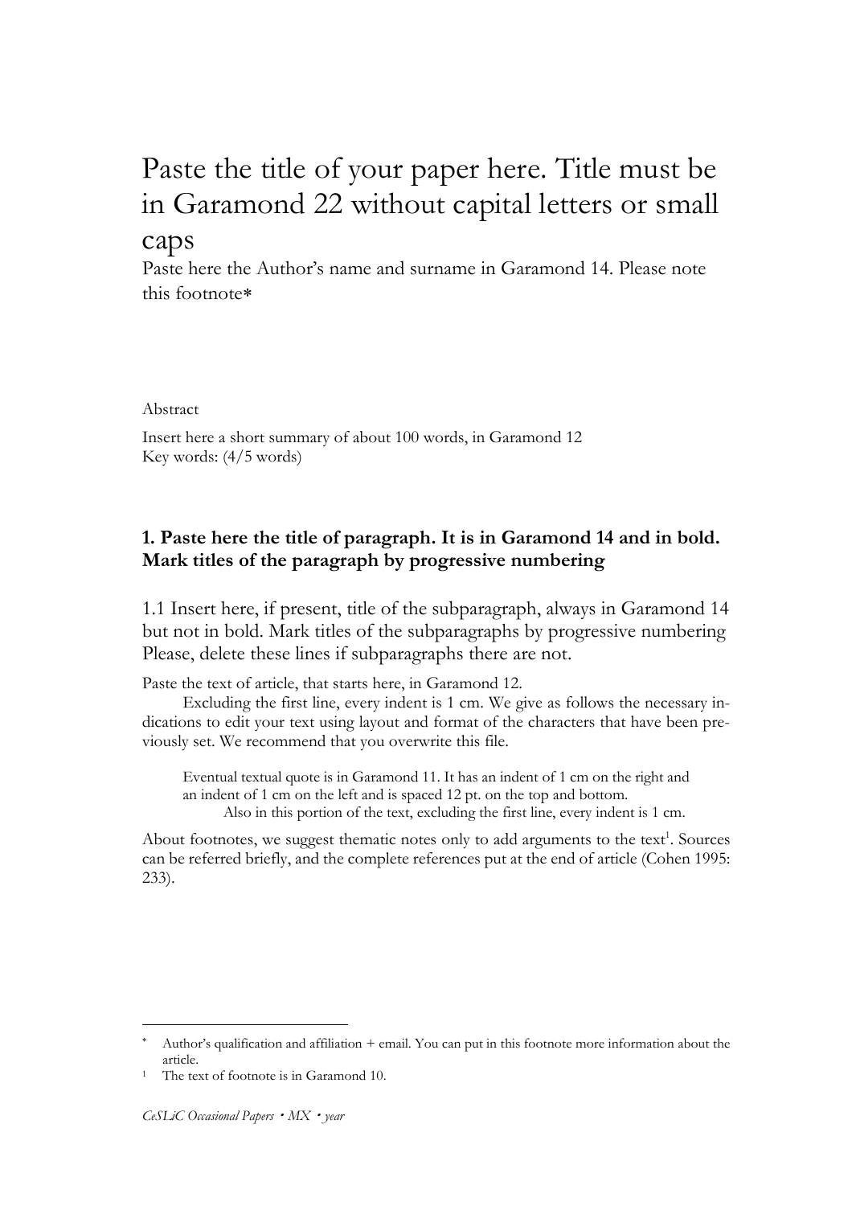# Paste the title of your paper here. Title must be in Garamond 22 without capital letters or small caps

Paste here the Author's name and surname in Garamond 14. Please note this footnote*

Abstract

Insert here a short summary of about 100 words, in Garamond 12
Key words: (4/5 words)

## 1. Paste here the title of paragraph. It is in Garamond 14 and in bold. Mark titles of the paragraph by progressive numbering

### 1.1 Insert here, if present, title of the subparagraph, always in Garamond 14 but not in bold. Mark titles of the subparagraphs by progressive numbering Please, delete these lines if subparagraphs there are not.

Paste the text of article, that starts here, in Garamond 12.

Excluding the first line, every indent is 1 cm. We give as follows the necessary indications to edit your text using layout and format of the characters that have been previously set. We recommend that you overwrite this file.

> Eventual textual quote is in Garamond 11. It has an indent of 1 cm on the right and an indent of 1 cm on the left and is spaced 12 pt. on the top and bottom.
>
> Also in this portion of the text, excluding the first line, every indent is 1 cm.

About footnotes, we suggest thematic notes only to add arguments to the text[1]. Sources can be referred briefly, and the complete references put at the end of article (Cohen 1995: 233).

---

* Author's qualification and affiliation + email. You can put in this footnote more information about the article.

[1] The text of footnote is in Garamond 10.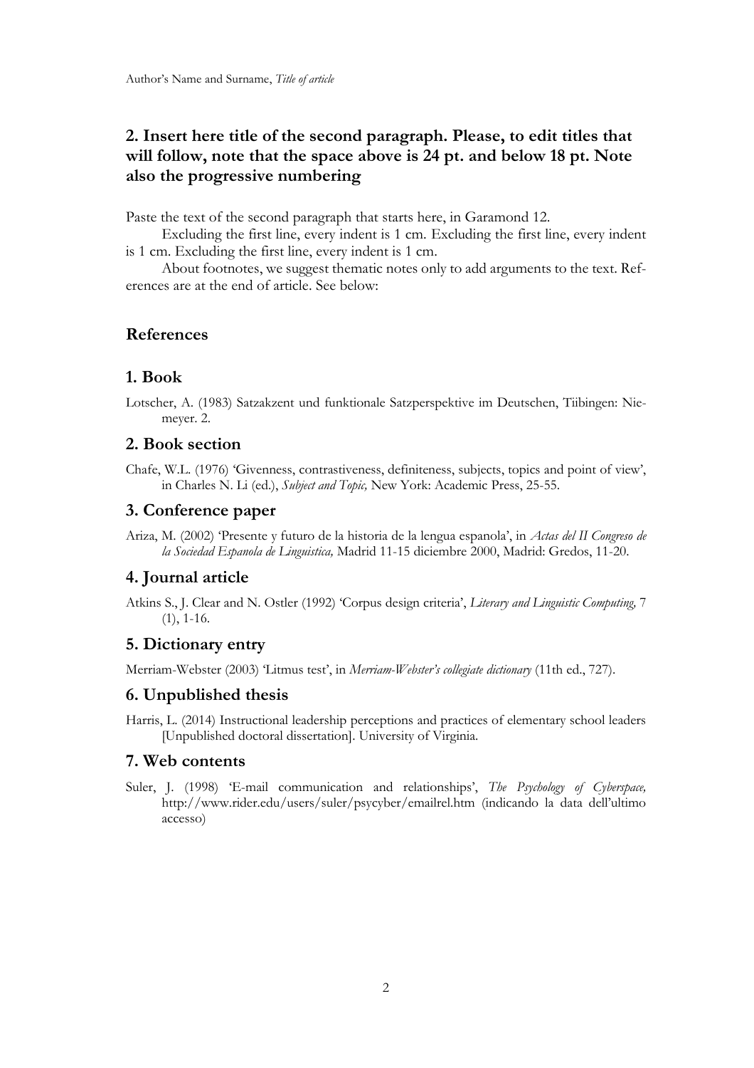## 2. Insert here title of the second paragraph. Please, to edit titles that will follow, note that the space above is 24 pt. and below 18 pt. Note also the progressive numbering

Paste the text of the second paragraph that starts here, in Garamond 12.

Excluding the first line, every indent is 1 cm. Excluding the first line, every indent is 1 cm. Excluding the first line, every indent is 1 cm.

About footnotes, we suggest thematic notes only to add arguments to the text. References are at the end of article. See below:

## References

### 1. Book

Lotscher, A. (1983) Satzakzent und funktionale Satzperspektive im Deutschen, Tiibingen: Niemeyer. 2.

### 2. Book section

Chafe, W.L. (1976) 'Givenness, contrastiveness, definiteness, subjects, topics and point of view', in Charles N. Li (ed.), *Subject and Topic,* New York: Academic Press, 25-55.

### 3. Conference paper

Ariza, M. (2002) 'Presente y futuro de la historia de la lengua espanola', in *Actas del II Congreso de la Sociedad Espanola de Linguistica,* Madrid 11-15 diciembre 2000, Madrid: Gredos, 11-20.

### 4. Journal article

Atkins S., J. Clear and N. Ostler (1992) 'Corpus design criteria', *Literary and Linguistic Computing,* 7 (1), 1-16.

### 5. Dictionary entry

Merriam-Webster (2003) 'Litmus test', in *Merriam-Webster's collegiate dictionary* (11th ed., 727).

### 6. Unpublished thesis

Harris, L. (2014) Instructional leadership perceptions and practices of elementary school leaders [Unpublished doctoral dissertation]. University of Virginia.

### 7. Web contents

Suler, J. (1998) 'E-mail communication and relationships', *The Psychology of Cyberspace,* http://www.rider.edu/users/suler/psycyber/emailrel.htm (indicando la data dell'ultimo accesso)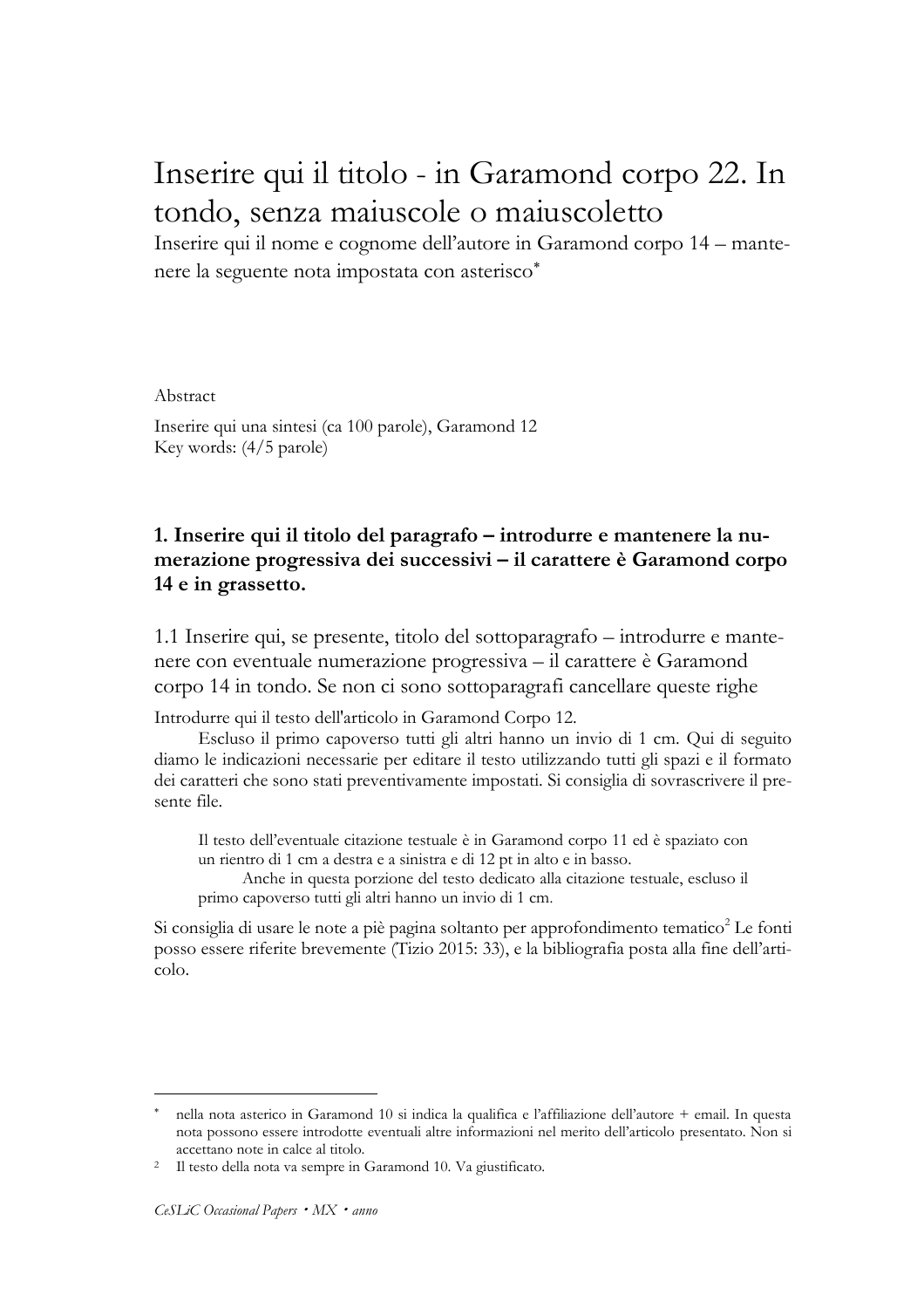# Inserire qui il titolo - in Garamond corpo 22. In tondo, senza maiuscole o maiuscoletto

Inserire qui il nome e cognome dell'autore in Garamond corpo 14 – mantenere la seguente nota impostata con asterisco[*]

Abstract

Inserire qui una sintesi (ca 100 parole), Garamond 12
Key words: (4/5 parole)

## 1. Inserire qui il titolo del paragrafo – introdurre e mantenere la numerazione progressiva dei successivi – il carattere è Garamond corpo 14 e in grassetto.

### 1.1 Inserire qui, se presente, titolo del sottoparagrafo – introdurre e mantenere con eventuale numerazione progressiva – il carattere è Garamond corpo 14 in tondo. Se non ci sono sottoparagrafi cancellare queste righe

Introdurre qui il testo dell'articolo in Garamond Corpo 12.

Escluso il primo capoverso tutti gli altri hanno un invio di 1 cm. Qui di seguito diamo le indicazioni necessarie per editare il testo utilizzando tutti gli spazi e il formato dei caratteri che sono stati preventivamente impostati. Si consiglia di sovrascrivere il presente file.

> Il testo dell'eventuale citazione testuale è in Garamond corpo 11 ed è spaziato con un rientro di 1 cm a destra e a sinistra e di 12 pt in alto e in basso.
>
> Anche in questa porzione del testo dedicato alla citazione testuale, escluso il primo capoverso tutti gli altri hanno un invio di 1 cm.

Si consiglia di usare le note a piè pagina soltanto per approfondimento tematico[2] Le fonti posso essere riferite brevemente (Tizio 2015: 33), e la bibliografia posta alla fine dell'articolo.

---

[*] nella nota asterico in Garamond 10 si indica la qualifica e l'affiliazione dell'autore + email. In questa nota possono essere introdotte eventuali altre informazioni nel merito dell'articolo presentato. Non si accettano note in calce al titolo.

[2] Il testo della nota va sempre in Garamond 10. Va giustificato.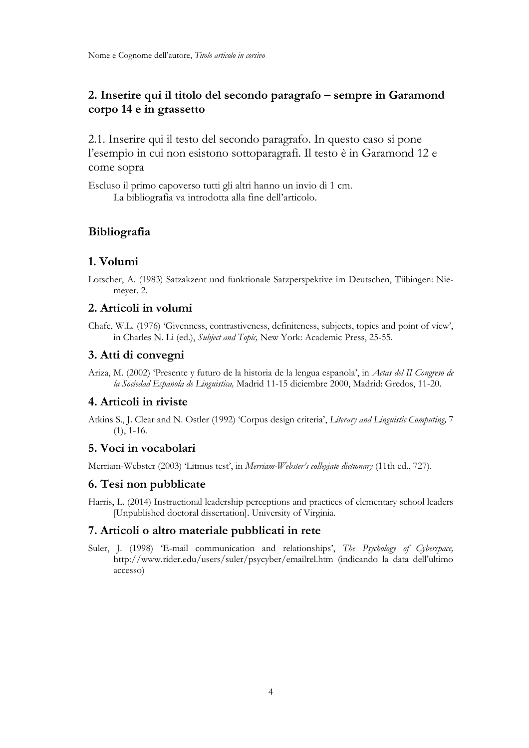## 2. Inserire qui il titolo del secondo paragrafo – sempre in Garamond corpo 14 e in grassetto

2.1. Inserire qui il testo del secondo paragrafo. In questo caso si pone l'esempio in cui non esistono sottoparagrafi. Il testo è in Garamond 12 e come sopra

Escluso il primo capoverso tutti gli altri hanno un invio di 1 cm.

La bibliografia va introdotta alla fine dell'articolo.

## Bibliografia

### 1. Volumi

Lotscher, A. (1983) Satzakzent und funktionale Satzperspektive im Deutschen, Tiibingen: Niemeyer. 2.

### 2. Articoli in volumi

Chafe, W.L. (1976) 'Givenness, contrastiveness, definiteness, subjects, topics and point of view', in Charles N. Li (ed.), *Subject and Topic,* New York: Academic Press, 25-55.

### 3. Atti di convegni

Ariza, M. (2002) 'Presente y futuro de la historia de la lengua espanola', in *Actas del II Congreso de la Sociedad Espanola de Linguistica,* Madrid 11-15 diciembre 2000, Madrid: Gredos, 11-20.

### 4. Articoli in riviste

Atkins S., J. Clear and N. Ostler (1992) 'Corpus design criteria', *Literary and Linguistic Computing,* 7 (1), 1-16.

### 5. Voci in vocabolari

Merriam-Webster (2003) 'Litmus test', in *Merriam-Webster's collegiate dictionary* (11th ed., 727).

### 6. Tesi non pubblicate

Harris, L. (2014) Instructional leadership perceptions and practices of elementary school leaders [Unpublished doctoral dissertation]. University of Virginia.

### 7. Articoli o altro materiale pubblicati in rete

Suler, J. (1998) 'E-mail communication and relationships', *The Psychology of Cyberspace,* http://www.rider.edu/users/suler/psycyber/emailrel.htm (indicando la data dell'ultimo accesso)